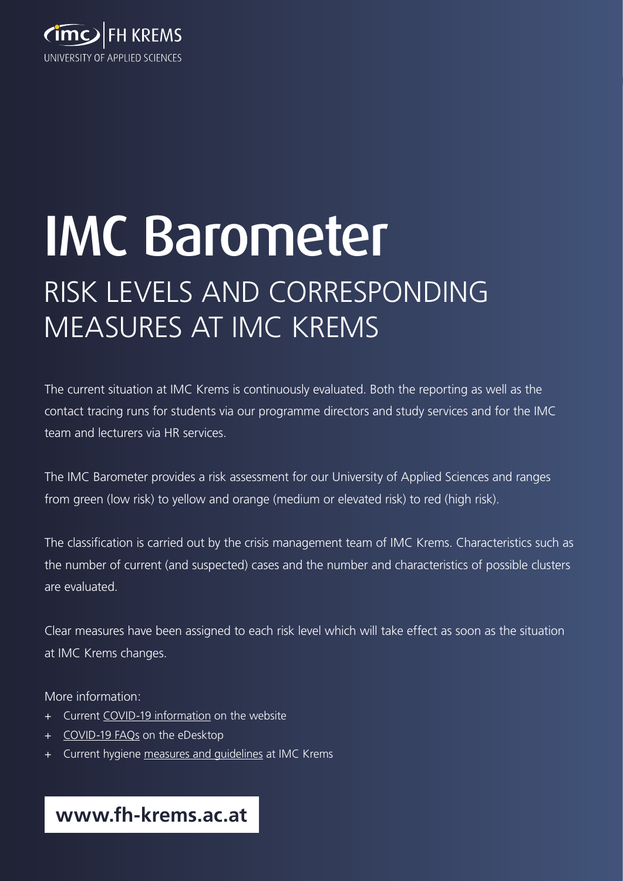IMC FH KREMS
UNIVERSITY OF APPLIED SCIENCES

# IMC Barometer

## RISK LEVELS AND CORRESPONDING MEASURES AT IMC KREMS

The current situation at IMC Krems is continuously evaluated. Both the reporting as well as the contact tracing runs for students via our programme directors and study services and for the IMC team and lecturers via HR services.

The IMC Barometer provides a risk assessment for our University of Applied Sciences and ranges from green (low risk) to yellow and orange (medium or elevated risk) to red (high risk).

The classification is carried out by the crisis management team of IMC Krems. Characteristics such as the number of current (and suspected) cases and the number and characteristics of possible clusters are evaluated.

Clear measures have been assigned to each risk level which will take effect as soon as the situation at IMC Krems changes.

More information:

+ Current COVID-19 information on the website
+ COVID-19 FAQs on the eDesktop
+ Current hygiene measures and guidelines at IMC Krems

**www.fh-krems.ac.at**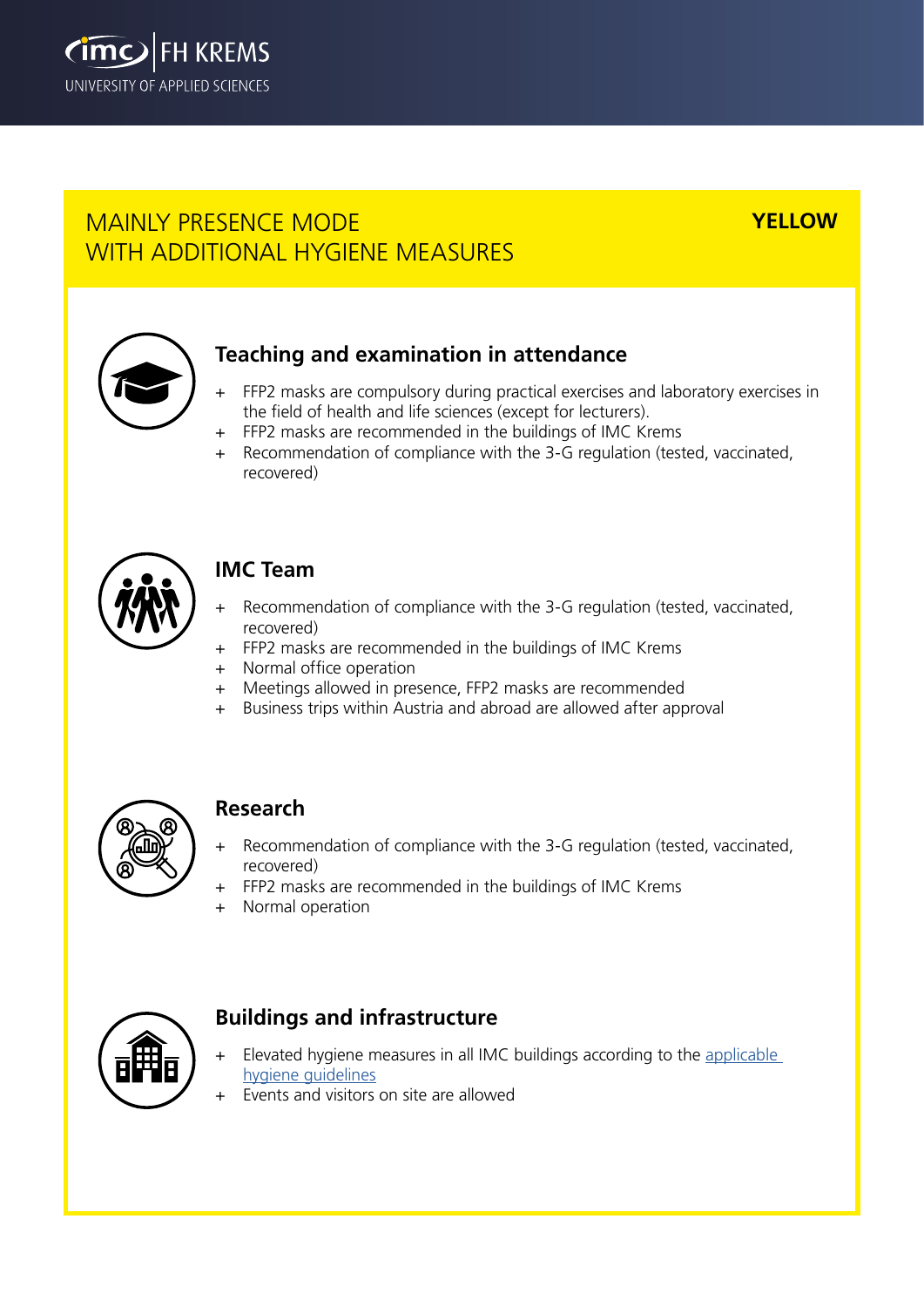# MAINLY PRESENCE MODE WITH ADDITIONAL HYGIENE MEASURES

**YELLOW**

## Teaching and examination in attendance

+ FFP2 masks are compulsory during practical exercises and laboratory exercises in the field of health and life sciences (except for lecturers).
+ FFP2 masks are recommended in the buildings of IMC Krems
+ Recommendation of compliance with the 3-G regulation (tested, vaccinated, recovered)

## IMC Team

+ Recommendation of compliance with the 3-G regulation (tested, vaccinated, recovered)
+ FFP2 masks are recommended in the buildings of IMC Krems
+ Normal office operation
+ Meetings allowed in presence, FFP2 masks are recommended
+ Business trips within Austria and abroad are allowed after approval

## Research

+ Recommendation of compliance with the 3-G regulation (tested, vaccinated, recovered)
+ FFP2 masks are recommended in the buildings of IMC Krems
+ Normal operation

## Buildings and infrastructure

+ Elevated hygiene measures in all IMC buildings according to the applicable hygiene guidelines
+ Events and visitors on site are allowed